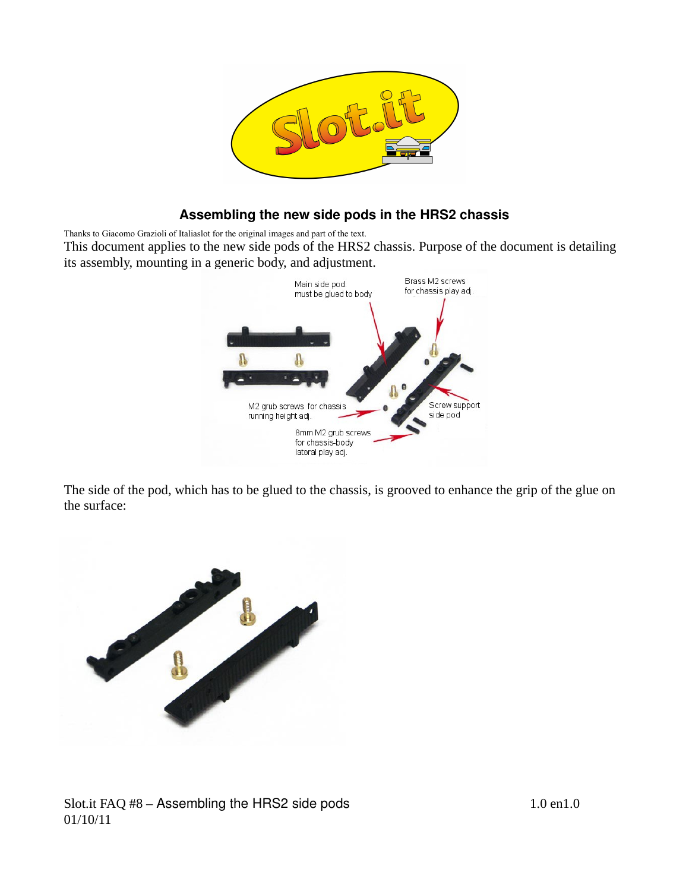## Assembling the new side pods in the HRS2 chassis

Thanks to Giacomo Grazioli of Italiaslot for the original images and part of the text.

This document applies to the new side pods of the HRS2 chassis. Purpose of the document is detailing its assembly, mounting in a generic body, and adjustment.

Main side pod must be glued to body

Brass M2 screws for chassis play adj.

M2 grub screws for chassis running height adj.

Screw support side pod

8mm M2 grub screws for chassis-body lateral play adj.

The side of the pod, which has to be glued to the chassis, is grooved to enhance the grip of the glue on the surface: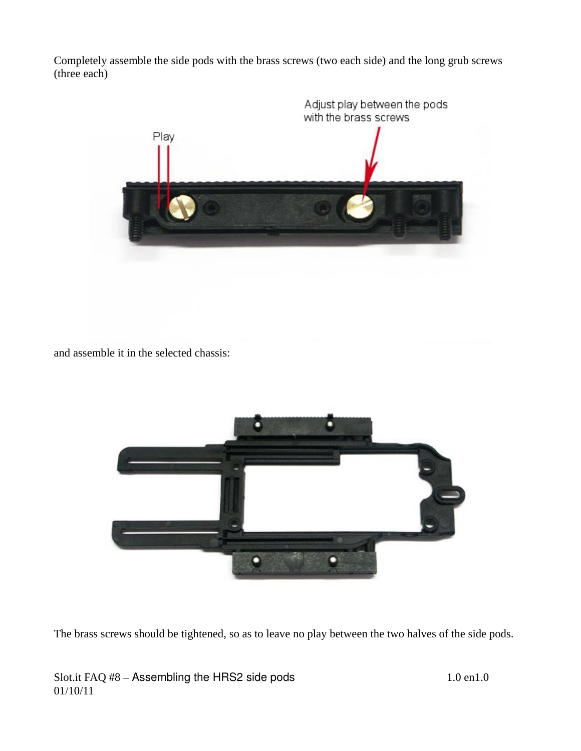Completely assemble the side pods with the brass screws (two each side) and the long grub screws (three each)

and assemble it in the selected chassis:

The brass screws should be tightened, so as to leave no play between the two halves of the side pods.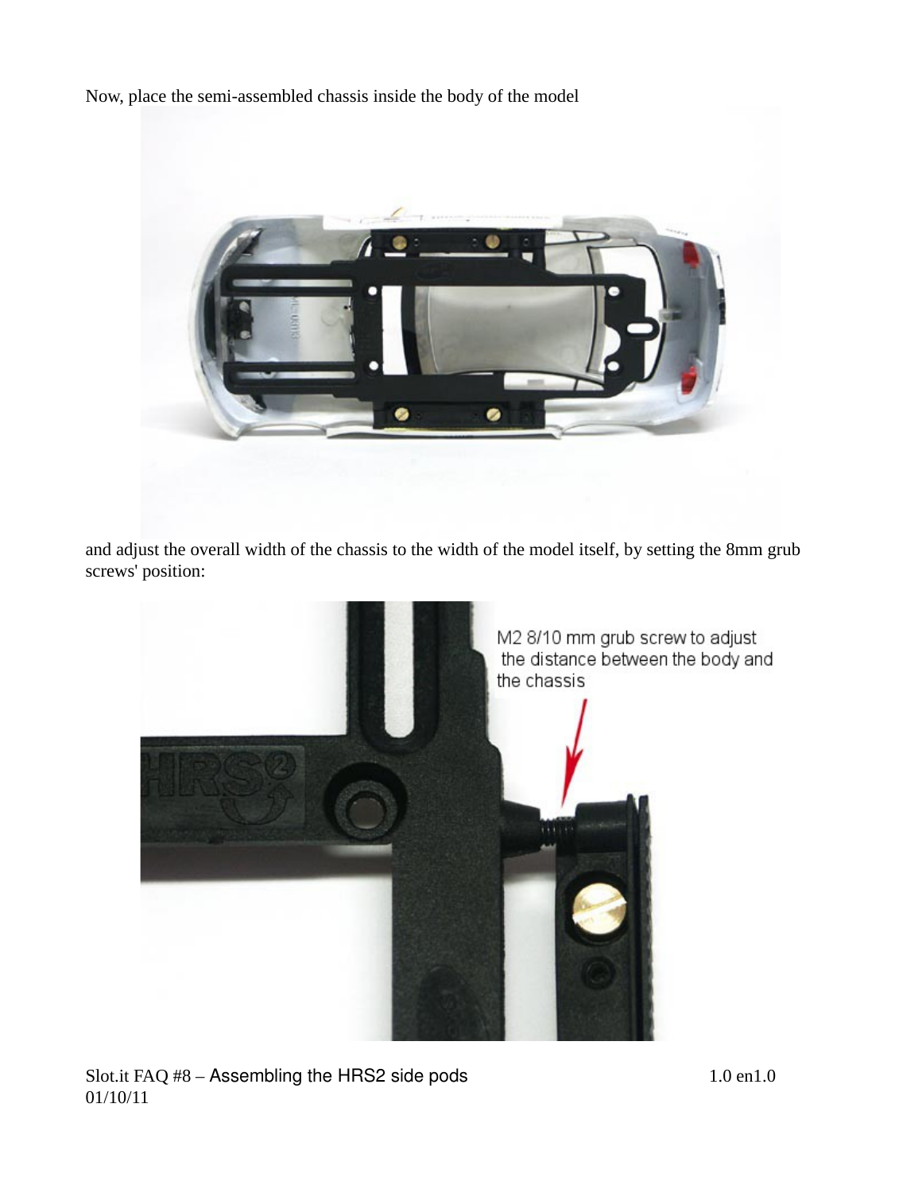Now, place the semi-assembled chassis inside the body of the model

and adjust the overall width of the chassis to the width of the model itself, by setting the 8mm grub screws' position:

M2 8/10 mm grub screw to adjust the distance between the body and the chassis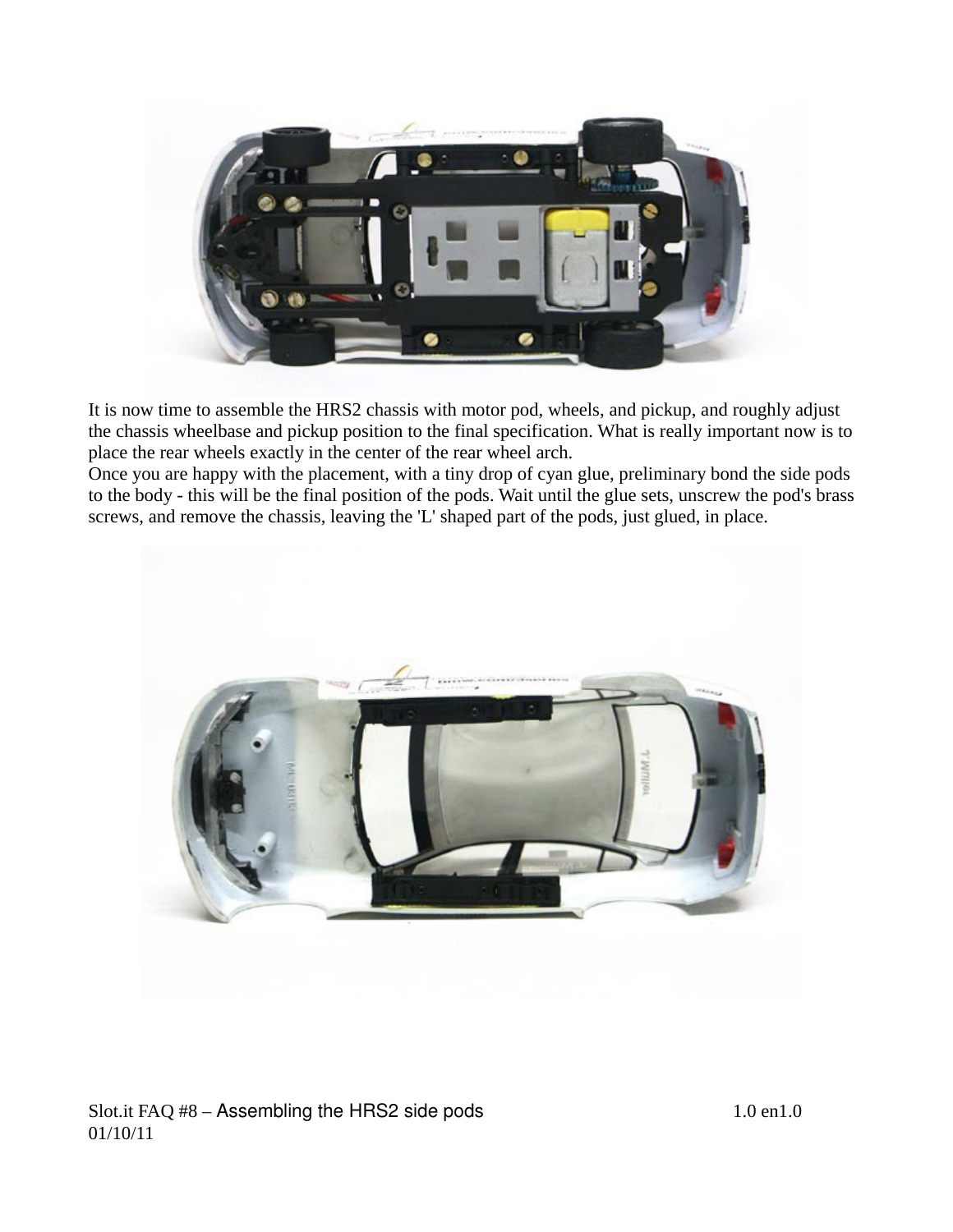It is now time to assemble the HRS2 chassis with motor pod, wheels, and pickup, and roughly adjust the chassis wheelbase and pickup position to the final specification. What is really important now is to place the rear wheels exactly in the center of the rear wheel arch.

Once you are happy with the placement, with a tiny drop of cyan glue, preliminary bond the side pods to the body - this will be the final position of the pods. Wait until the glue sets, unscrew the pod's brass screws, and remove the chassis, leaving the 'L' shaped part of the pods, just glued, in place.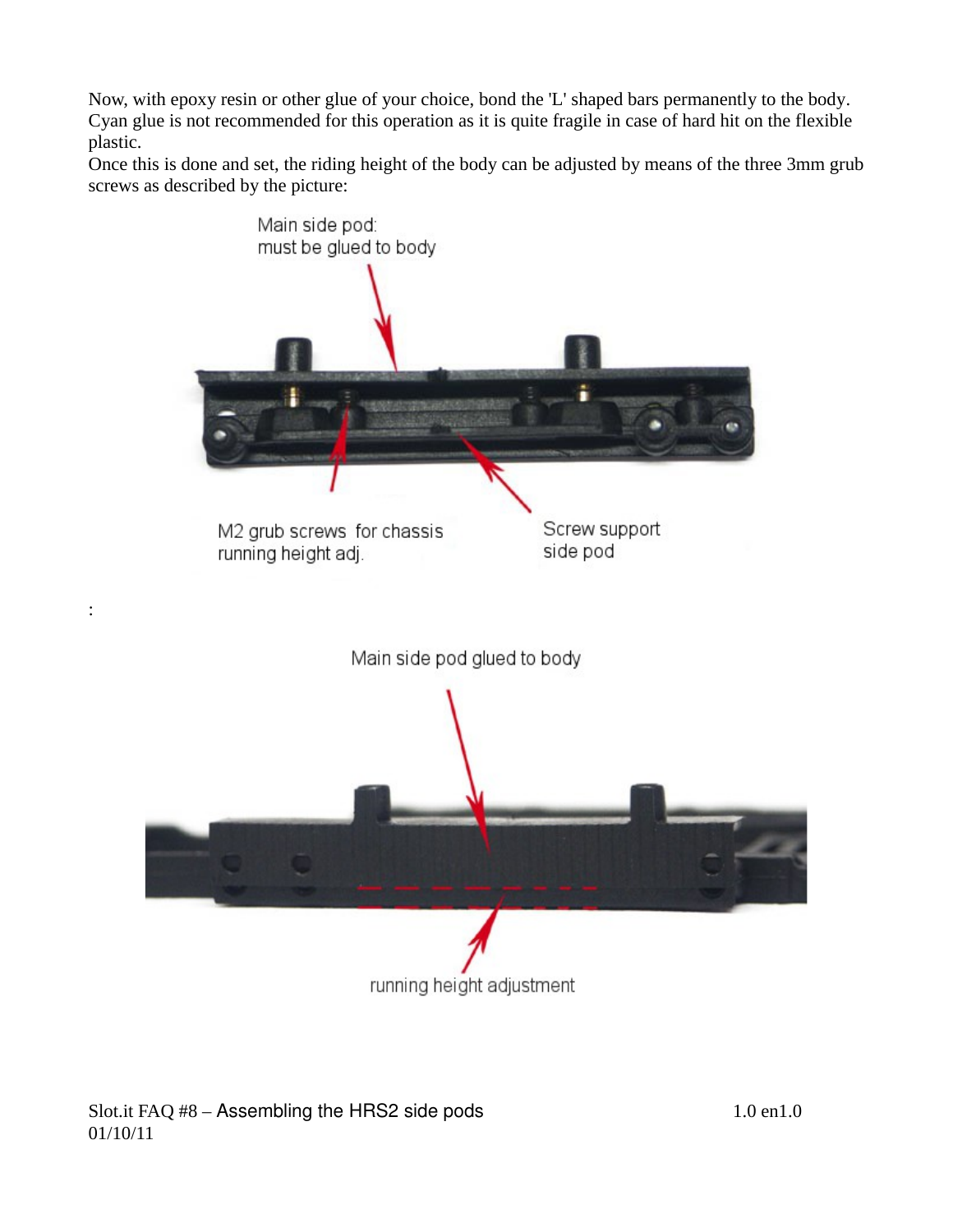Now, with epoxy resin or other glue of your choice, bond the 'L' shaped bars permanently to the body. Cyan glue is not recommended for this operation as it is quite fragile in case of hard hit on the flexible plastic.

Once this is done and set, the riding height of the body can be adjusted by means of the three 3mm grub screws as described by the picture:

Main side pod: must be glued to body

M2 grub screws for chassis running height adj.

Screw support side pod

:

Main side pod glued to body

running height adjustment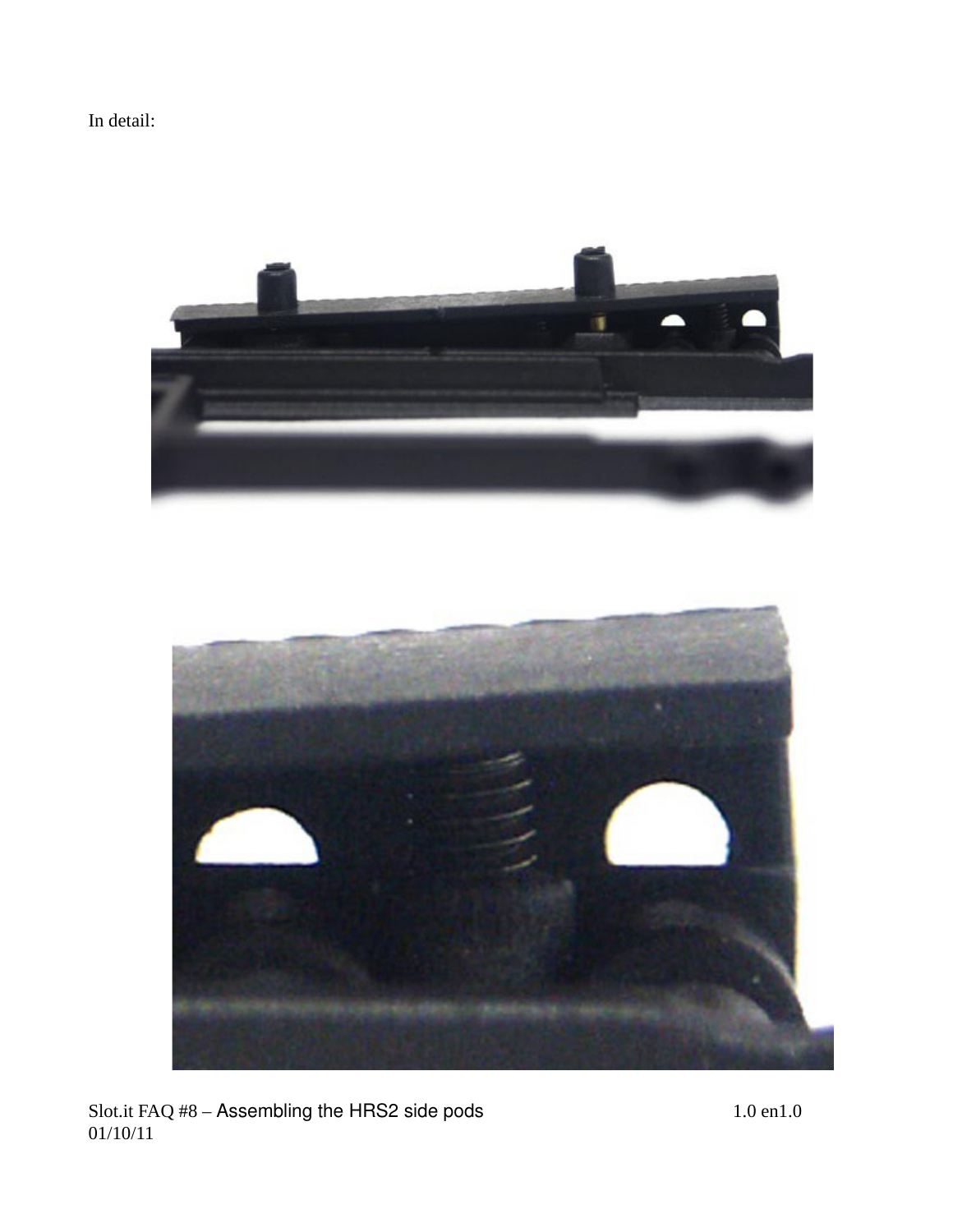In detail: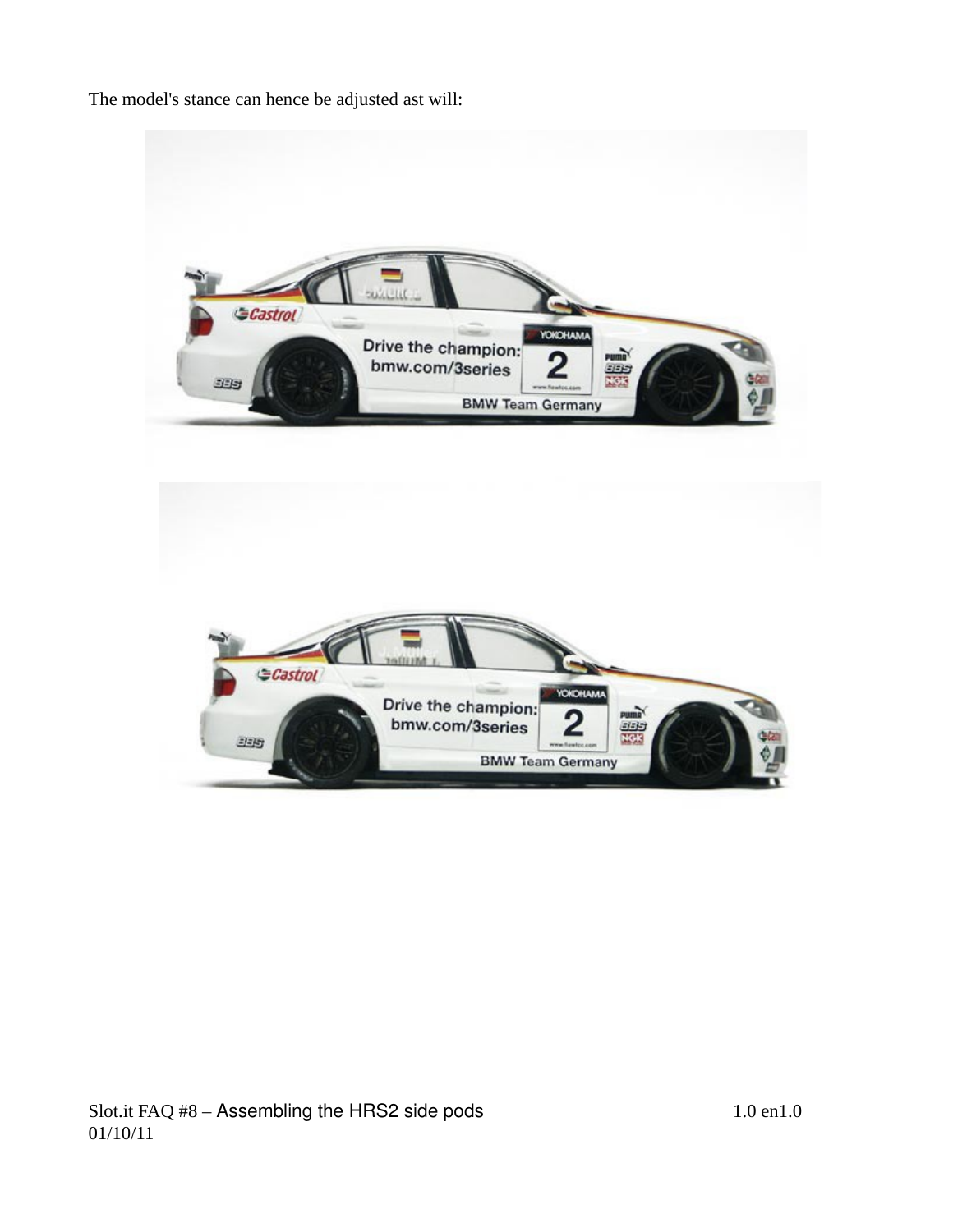The model's stance can hence be adjusted ast will: